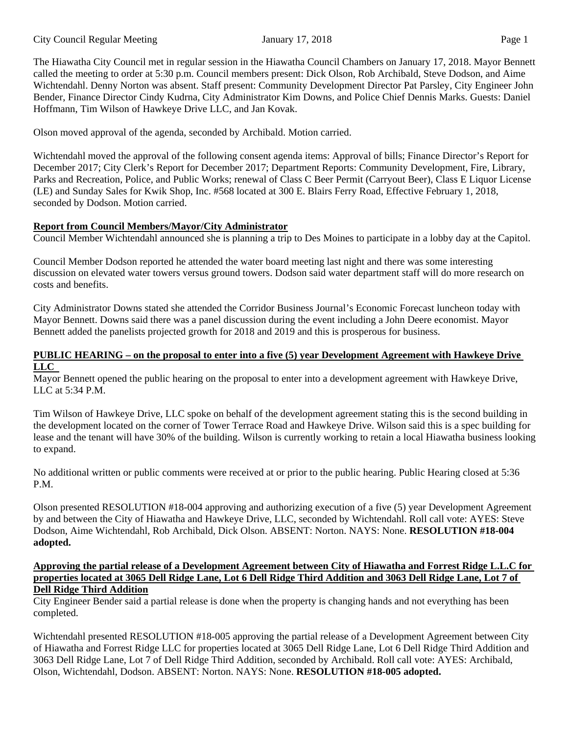The Hiawatha City Council met in regular session in the Hiawatha Council Chambers on January 17, 2018. Mayor Bennett called the meeting to order at 5:30 p.m. Council members present: Dick Olson, Rob Archibald, Steve Dodson, and Aime Wichtendahl. Denny Norton was absent. Staff present: Community Development Director Pat Parsley, City Engineer John Bender, Finance Director Cindy Kudrna, City Administrator Kim Downs, and Police Chief Dennis Marks. Guests: Daniel Hoffmann, Tim Wilson of Hawkeye Drive LLC, and Jan Kovak.

Olson moved approval of the agenda, seconded by Archibald. Motion carried.

Wichtendahl moved the approval of the following consent agenda items: Approval of bills; Finance Director's Report for December 2017; City Clerk's Report for December 2017; Department Reports: Community Development, Fire, Library, Parks and Recreation, Police, and Public Works; renewal of Class C Beer Permit (Carryout Beer), Class E Liquor License (LE) and Sunday Sales for Kwik Shop, Inc. #568 located at 300 E. Blairs Ferry Road, Effective February 1, 2018, seconded by Dodson. Motion carried.

**Report from Council Members/Mayor/City Administrator**

Council Member Wichtendahl announced she is planning a trip to Des Moines to participate in a lobby day at the Capitol.

Council Member Dodson reported he attended the water board meeting last night and there was some interesting discussion on elevated water towers versus ground towers. Dodson said water department staff will do more research on costs and benefits.

City Administrator Downs stated she attended the Corridor Business Journal's Economic Forecast luncheon today with Mayor Bennett. Downs said there was a panel discussion during the event including a John Deere economist. Mayor Bennett added the panelists projected growth for 2018 and 2019 and this is prosperous for business.

**PUBLIC HEARING – on the proposal to enter into a five (5) year Development Agreement with Hawkeye Drive LLC**

Mayor Bennett opened the public hearing on the proposal to enter into a development agreement with Hawkeye Drive, LLC at 5:34 P.M.

Tim Wilson of Hawkeye Drive, LLC spoke on behalf of the development agreement stating this is the second building in the development located on the corner of Tower Terrace Road and Hawkeye Drive. Wilson said this is a spec building for lease and the tenant will have 30% of the building. Wilson is currently working to retain a local Hiawatha business looking to expand.

No additional written or public comments were received at or prior to the public hearing. Public Hearing closed at 5:36 P.M.

Olson presented RESOLUTION #18-004 approving and authorizing execution of a five (5) year Development Agreement by and between the City of Hiawatha and Hawkeye Drive, LLC, seconded by Wichtendahl. Roll call vote: AYES: Steve Dodson, Aime Wichtendahl, Rob Archibald, Dick Olson. ABSENT: Norton. NAYS: None. **RESOLUTION #18-004 adopted.**

**Approving the partial release of a Development Agreement between City of Hiawatha and Forrest Ridge L.L.C for properties located at 3065 Dell Ridge Lane, Lot 6 Dell Ridge Third Addition and 3063 Dell Ridge Lane, Lot 7 of Dell Ridge Third Addition**

City Engineer Bender said a partial release is done when the property is changing hands and not everything has been completed.

Wichtendahl presented RESOLUTION #18-005 approving the partial release of a Development Agreement between City of Hiawatha and Forrest Ridge LLC for properties located at 3065 Dell Ridge Lane, Lot 6 Dell Ridge Third Addition and 3063 Dell Ridge Lane, Lot 7 of Dell Ridge Third Addition, seconded by Archibald. Roll call vote: AYES: Archibald, Olson, Wichtendahl, Dodson. ABSENT: Norton. NAYS: None. **RESOLUTION #18-005 adopted.**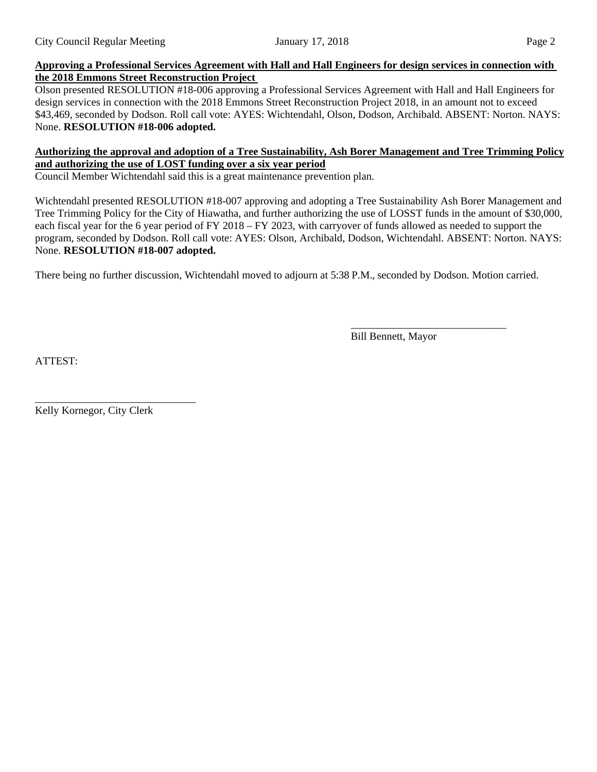**Approving a Professional Services Agreement with Hall and Hall Engineers for design services in connection with the 2018 Emmons Street Reconstruction Project**

Olson presented RESOLUTION #18-006 approving a Professional Services Agreement with Hall and Hall Engineers for design services in connection with the 2018 Emmons Street Reconstruction Project 2018, in an amount not to exceed $43,469, seconded by Dodson. Roll call vote: AYES: Wichtendahl, Olson, Dodson, Archibald. ABSENT: Norton. NAYS: None. **RESOLUTION #18-006 adopted.**

**Authorizing the approval and adoption of a Tree Sustainability, Ash Borer Management and Tree Trimming Policy and authorizing the use of LOST funding over a six year period**

Council Member Wichtendahl said this is a great maintenance prevention plan.

Wichtendahl presented RESOLUTION #18-007 approving and adopting a Tree Sustainability Ash Borer Management and Tree Trimming Policy for the City of Hiawatha, and further authorizing the use of LOSST funds in the amount of $30,000, each fiscal year for the 6 year period of FY 2018 – FY 2023, with carryover of funds allowed as needed to support the program, seconded by Dodson. Roll call vote: AYES: Olson, Archibald, Dodson, Wichtendahl. ABSENT: Norton. NAYS: None. **RESOLUTION #18-007 adopted.**

There being no further discussion, Wichtendahl moved to adjourn at 5:38 P.M., seconded by Dodson. Motion carried.

\_\_\_\_\_\_\_\_\_\_\_\_\_\_\_\_\_\_\_\_\_\_\_\_\_\_\_\_\_\_
Bill Bennett, Mayor

ATTEST:

\_\_\_\_\_\_\_\_\_\_\_\_\_\_\_\_\_\_\_\_\_\_\_\_\_\_\_\_\_\_
Kelly Kornegor, City Clerk